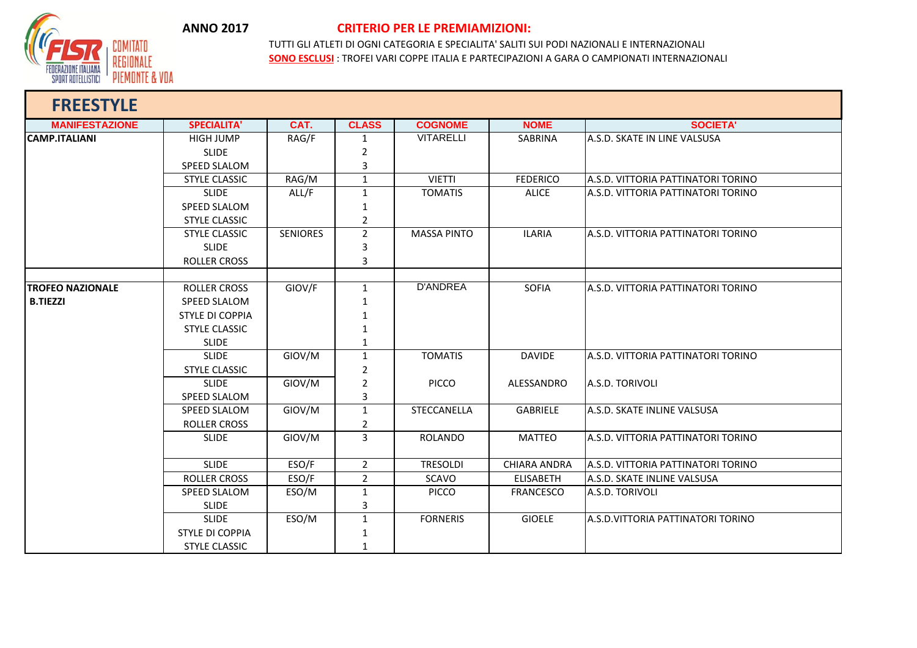**ANNO 2017**

**CRITERIO PER LE PREMIAMIZIONI:**

TUTTI GLI ATLETI DI OGNI CATEGORIA E SPECIALITA' SALITI SUI PODI NAZIONALI E INTERNAZIONALI

**SONO ESCLUSI** : TROFEI VARI COPPE ITALIA E PARTECIPAZIONI A GARA O CAMPIONATI INTERNAZIONALI

## FREESTYLE

| MANIFESTAZIONE | SPECIALITA' | CAT. | CLASS | COGNOME | NOME | SOCIETA' |
|---|---|---|---|---|---|---|
| **CAMP.ITALIANI** | HIGH JUMP | RAG/F | 1 | VITARELLI | SABRINA | A.S.D. SKATE IN LINE VALSUSA |
| | SLIDE | | 2 | | | |
| | SPEED SLALOM | | 3 | | | |
| | STYLE CLASSIC | RAG/M | 1 | VIETTI | FEDERICO | A.S.D. VITTORIA PATTINATORI TORINO |
| | SLIDE | ALL/F | 1 | TOMATIS | ALICE | A.S.D. VITTORIA PATTINATORI TORINO |
| | SPEED SLALOM | | 1 | | | |
| | STYLE CLASSIC | | 2 | | | |
| | STYLE CLASSIC | SENIORES | 2 | MASSA PINTO | ILARIA | A.S.D. VITTORIA PATTINATORI TORINO |
| | SLIDE | | 3 | | | |
| | ROLLER CROSS | | 3 | | | |
| | | | | | | |
| **TROFEO NAZIONALE B.TIEZZI** | ROLLER CROSS | GIOV/F | 1 | D'ANDREA | SOFIA | A.S.D. VITTORIA PATTINATORI TORINO |
| | SPEED SLALOM | | 1 | | | |
| | STYLE DI COPPIA | | 1 | | | |
| | STYLE CLASSIC | | 1 | | | |
| | SLIDE | | 1 | | | |
| | SLIDE | GIOV/M | 1 | TOMATIS | DAVIDE | A.S.D. VITTORIA PATTINATORI TORINO |
| | STYLE CLASSIC | | 2 | | | |
| | SLIDE | GIOV/M | 2 | PICCO | ALESSANDRO | A.S.D. TORIVOLI |
| | SPEED SLALOM | | 3 | | | |
| | SPEED SLALOM | GIOV/M | 1 | STECCANELLA | GABRIELE | A.S.D. SKATE INLINE VALSUSA |
| | ROLLER CROSS | | 2 | | | |
| | SLIDE | GIOV/M | 3 | ROLANDO | MATTEO | A.S.D. VITTORIA PATTINATORI TORINO |
| | SLIDE | ESO/F | 2 | TRESOLDI | CHIARA ANDRA | A.S.D. VITTORIA PATTINATORI TORINO |
| | ROLLER CROSS | ESO/F | 2 | SCAVO | ELISABETH | A.S.D. SKATE INLINE VALSUSA |
| | SPEED SLALOM | ESO/M | 1 | PICCO | FRANCESCO | A.S.D. TORIVOLI |
| | SLIDE | | 3 | | | |
| | SLIDE | ESO/M | 1 | FORNERIS | GIOELE | A.S.D.VITTORIA PATTINATORI TORINO |
| | STYLE DI COPPIA | | 1 | | | |
| | STYLE CLASSIC | | 1 | | | |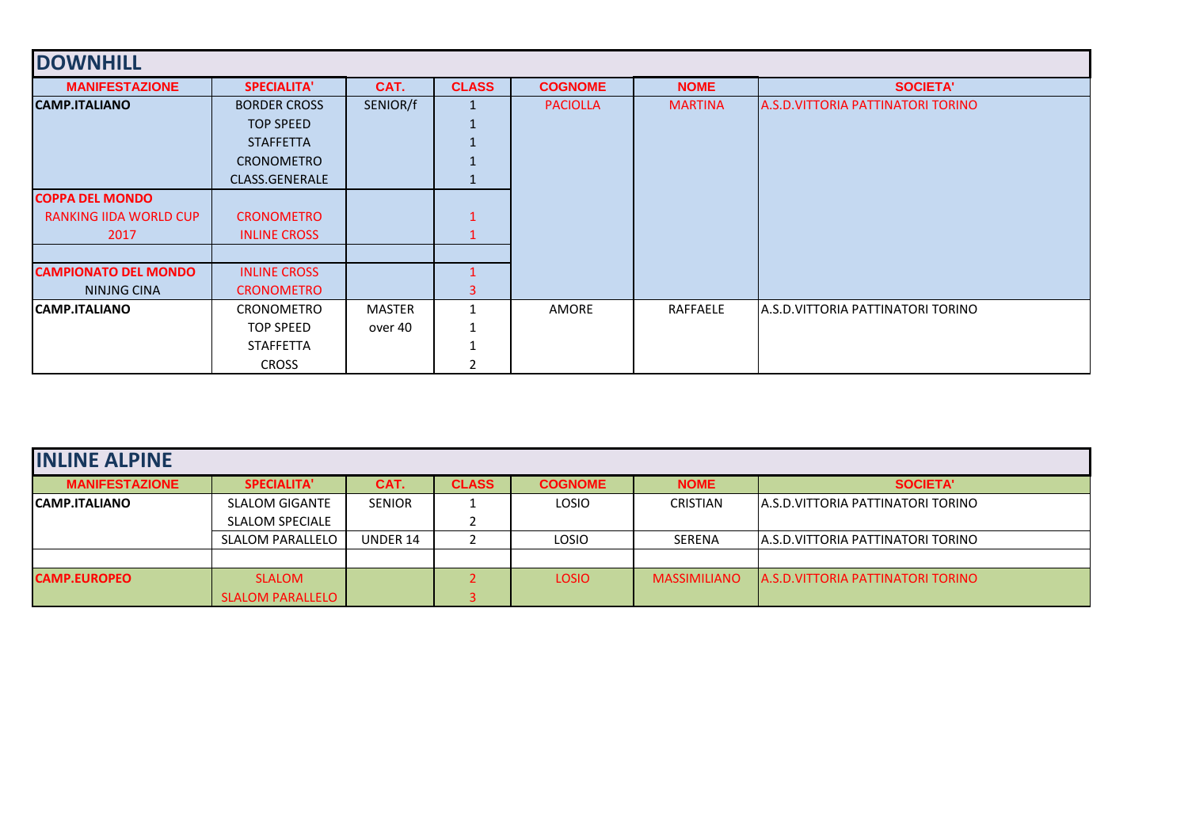## DOWNHILL

| MANIFESTAZIONE | SPECIALITA' | CAT. | CLASS | COGNOME | NOME | SOCIETA' |
|---|---|---|---|---|---|---|
| **CAMP.ITALIANO** | BORDER CROSS | SENIOR/f | 1 | PACIOLLA | MARTINA | A.S.D.VITTORIA PATTINATORI TORINO |
| | TOP SPEED | | 1 | | | |
| | STAFFETTA | | 1 | | | |
| | CRONOMETRO | | 1 | | | |
| | CLASS.GENERALE | | 1 | | | |
| **COPPA DEL MONDO** | | | | | | |
| RANKING IIDA WORLD CUP | CRONOMETRO | | 1 | | | |
| 2017 | INLINE CROSS | | 1 | | | |
| | | | | | | |
| **CAMPIONATO DEL MONDO** | INLINE CROSS | | 1 | | | |
| NINJNG CINA | CRONOMETRO | | 3 | | | |
| **CAMP.ITALIANO** | CRONOMETRO | MASTER | 1 | AMORE | RAFFAELE | A.S.D.VITTORIA PATTINATORI TORINO |
| | TOP SPEED | over 40 | 1 | | | |
| | STAFFETTA | | 1 | | | |
| | CROSS | | 2 | | | |

## INLINE ALPINE

| MANIFESTAZIONE | SPECIALITA' | CAT. | CLASS | COGNOME | NOME | SOCIETA' |
|---|---|---|---|---|---|---|
| **CAMP.ITALIANO** | SLALOM GIGANTE | SENIOR | 1 | LOSIO | CRISTIAN | A.S.D.VITTORIA PATTINATORI TORINO |
| | SLALOM SPECIALE | | 2 | | | |
| | SLALOM PARALLELO | UNDER 14 | 2 | LOSIO | SERENA | A.S.D.VITTORIA PATTINATORI TORINO |
| | | | | | | |
| **CAMP.EUROPEO** | SLALOM | | 2 | LOSIO | MASSIMILIANO | A.S.D.VITTORIA PATTINATORI TORINO |
| | SLALOM PARALLELO | | 3 | | | |